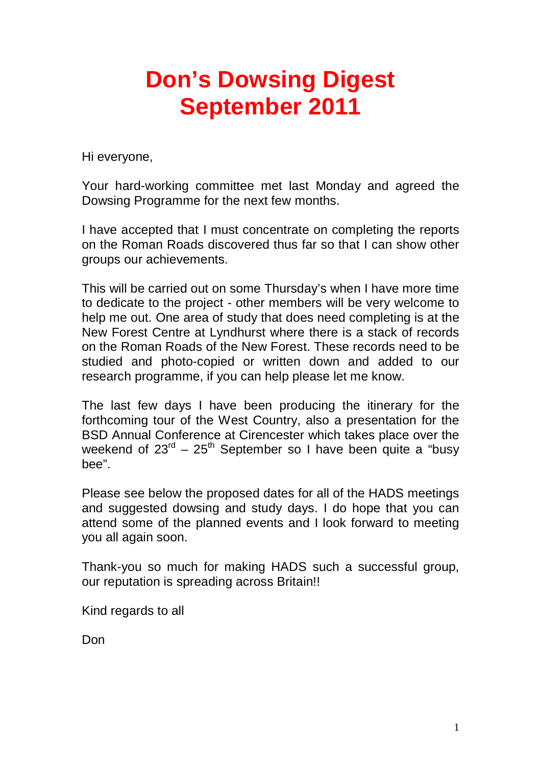# Don's Dowsing Digest
# September 2011

Hi everyone,

Your hard-working committee met last Monday and agreed the Dowsing Programme for the next few months.

I have accepted that I must concentrate on completing the reports on the Roman Roads discovered thus far so that I can show other groups our achievements.

This will be carried out on some Thursday's when I have more time to dedicate to the project - other members will be very welcome to help me out. One area of study that does need completing is at the New Forest Centre at Lyndhurst where there is a stack of records on the Roman Roads of the New Forest. These records need to be studied and photo-copied or written down and added to our research programme, if you can help please let me know.

The last few days I have been producing the itinerary for the forthcoming tour of the West Country, also a presentation for the BSD Annual Conference at Cirencester which takes place over the weekend of 23rd – 25th September so I have been quite a "busy bee".

Please see below the proposed dates for all of the HADS meetings and suggested dowsing and study days. I do hope that you can attend some of the planned events and I look forward to meeting you all again soon.

Thank-you so much for making HADS such a successful group, our reputation is spreading across Britain!!

Kind regards to all

Don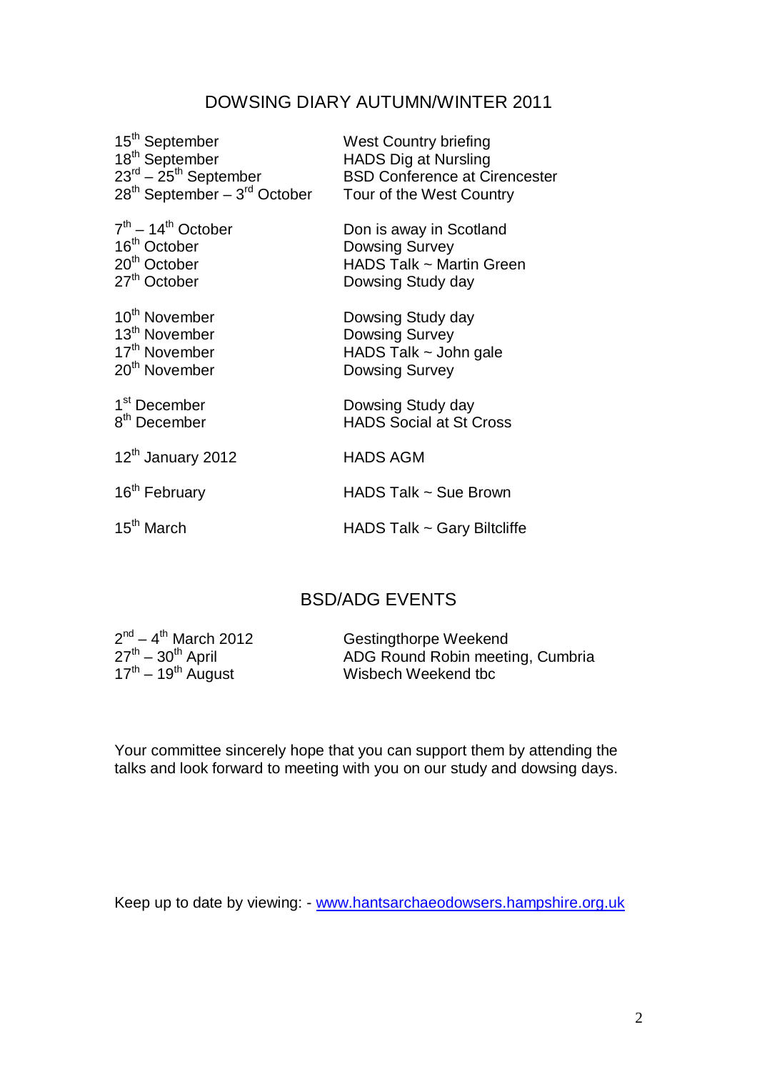# DOWSING DIARY AUTUMN/WINTER 2011

| | |
|---|---|
| 15th September | West Country briefing |
| 18th September | HADS Dig at Nursling |
| 23rd – 25th September | BSD Conference at Cirencester |
| 28th September – 3rd October | Tour of the West Country |
| 7th – 14th October | Don is away in Scotland |
| 16th October | Dowsing Survey |
| 20th October | HADS Talk ~ Martin Green |
| 27th October | Dowsing Study day |
| 10th November | Dowsing Study day |
| 13th November | Dowsing Survey |
| 17th November | HADS Talk ~ John gale |
| 20th November | Dowsing Survey |
| 1st December | Dowsing Study day |
| 8th December | HADS Social at St Cross |
| 12th January 2012 | HADS AGM |
| 16th February | HADS Talk ~ Sue Brown |
| 15th March | HADS Talk ~ Gary Biltcliffe |

## BSD/ADG EVENTS

| | |
|---|---|
| 2nd – 4th March 2012 | Gestingthorpe Weekend |
| 27th – 30th April | ADG Round Robin meeting, Cumbria |
| 17th – 19th August | Wisbech Weekend tbc |

Your committee sincerely hope that you can support them by attending the talks and look forward to meeting with you on our study and dowsing days.

Keep up to date by viewing: - www.hantsarchaeodowsers.hampshire.org.uk